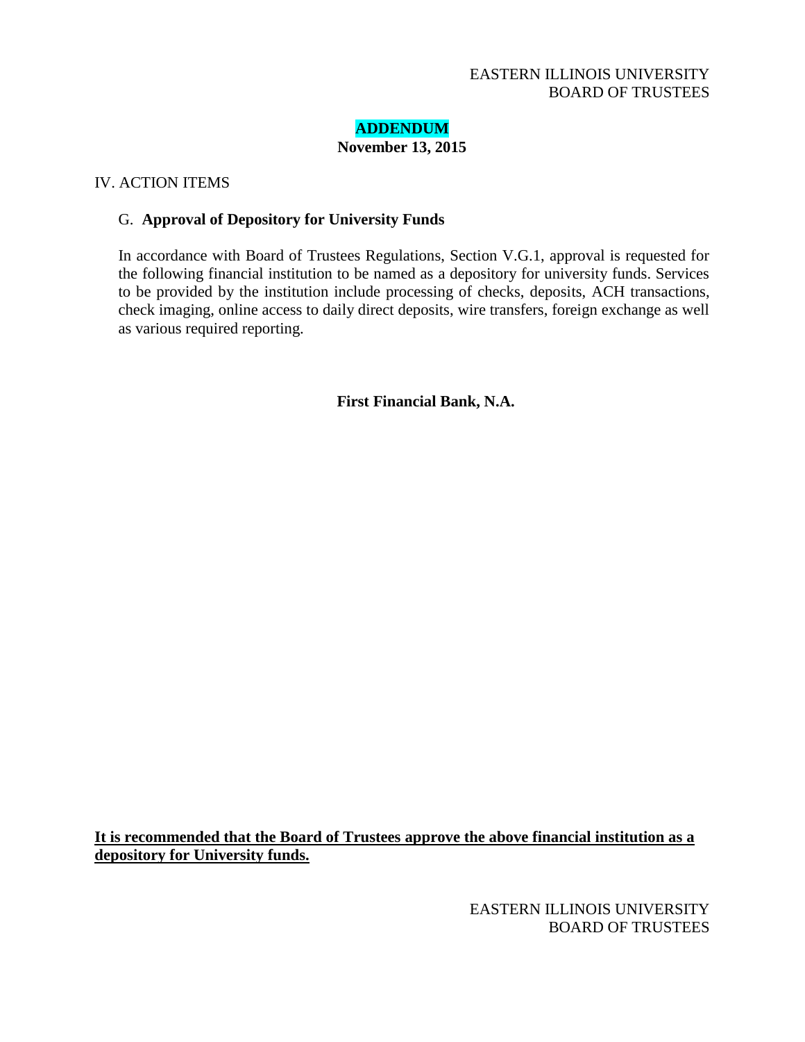EASTERN ILLINOIS UNIVERSITY
BOARD OF TRUSTEES

**ADDENDUM**
**November 13, 2015**

IV. ACTION ITEMS

G. **Approval of Depository for University Funds**

In accordance with Board of Trustees Regulations, Section V.G.1, approval is requested for the following financial institution to be named as a depository for university funds. Services to be provided by the institution include processing of checks, deposits, ACH transactions, check imaging, online access to daily direct deposits, wire transfers, foreign exchange as well as various required reporting.

**First Financial Bank, N.A.**

**It is recommended that the Board of Trustees approve the above financial institution as a depository for University funds.**

EASTERN ILLINOIS UNIVERSITY
BOARD OF TRUSTEES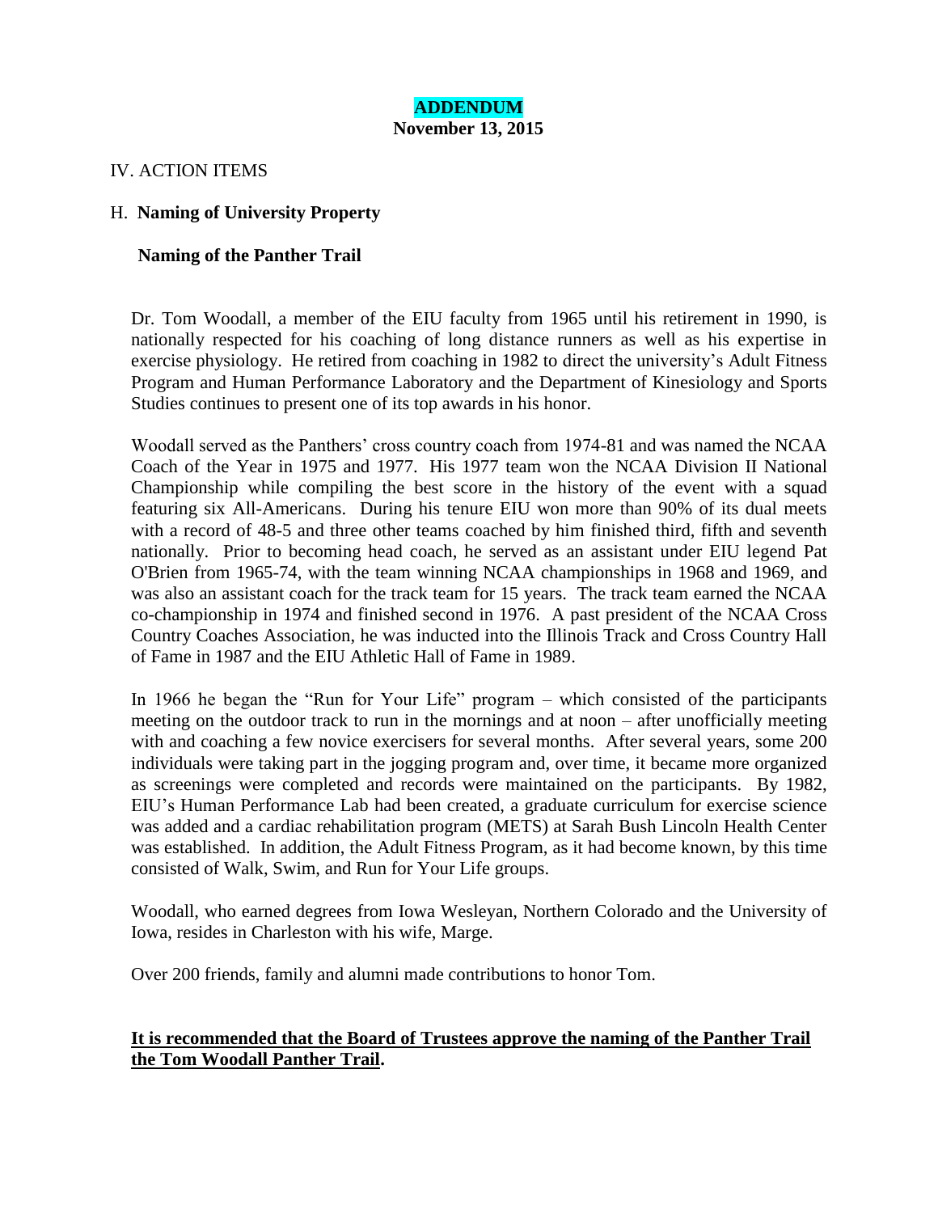**ADDENDUM**
**November 13, 2015**

IV. ACTION ITEMS

H. **Naming of University Property**

**Naming of the Panther Trail**

Dr. Tom Woodall, a member of the EIU faculty from 1965 until his retirement in 1990, is nationally respected for his coaching of long distance runners as well as his expertise in exercise physiology. He retired from coaching in 1982 to direct the university's Adult Fitness Program and Human Performance Laboratory and the Department of Kinesiology and Sports Studies continues to present one of its top awards in his honor.

Woodall served as the Panthers' cross country coach from 1974-81 and was named the NCAA Coach of the Year in 1975 and 1977. His 1977 team won the NCAA Division II National Championship while compiling the best score in the history of the event with a squad featuring six All-Americans. During his tenure EIU won more than 90% of its dual meets with a record of 48-5 and three other teams coached by him finished third, fifth and seventh nationally. Prior to becoming head coach, he served as an assistant under EIU legend Pat O'Brien from 1965-74, with the team winning NCAA championships in 1968 and 1969, and was also an assistant coach for the track team for 15 years. The track team earned the NCAA co-championship in 1974 and finished second in 1976. A past president of the NCAA Cross Country Coaches Association, he was inducted into the Illinois Track and Cross Country Hall of Fame in 1987 and the EIU Athletic Hall of Fame in 1989.

In 1966 he began the "Run for Your Life" program – which consisted of the participants meeting on the outdoor track to run in the mornings and at noon – after unofficially meeting with and coaching a few novice exercisers for several months. After several years, some 200 individuals were taking part in the jogging program and, over time, it became more organized as screenings were completed and records were maintained on the participants. By 1982, EIU's Human Performance Lab had been created, a graduate curriculum for exercise science was added and a cardiac rehabilitation program (METS) at Sarah Bush Lincoln Health Center was established. In addition, the Adult Fitness Program, as it had become known, by this time consisted of Walk, Swim, and Run for Your Life groups.

Woodall, who earned degrees from Iowa Wesleyan, Northern Colorado and the University of Iowa, resides in Charleston with his wife, Marge.

Over 200 friends, family and alumni made contributions to honor Tom.

**It is recommended that the Board of Trustees approve the naming of the Panther Trail the Tom Woodall Panther Trail.**